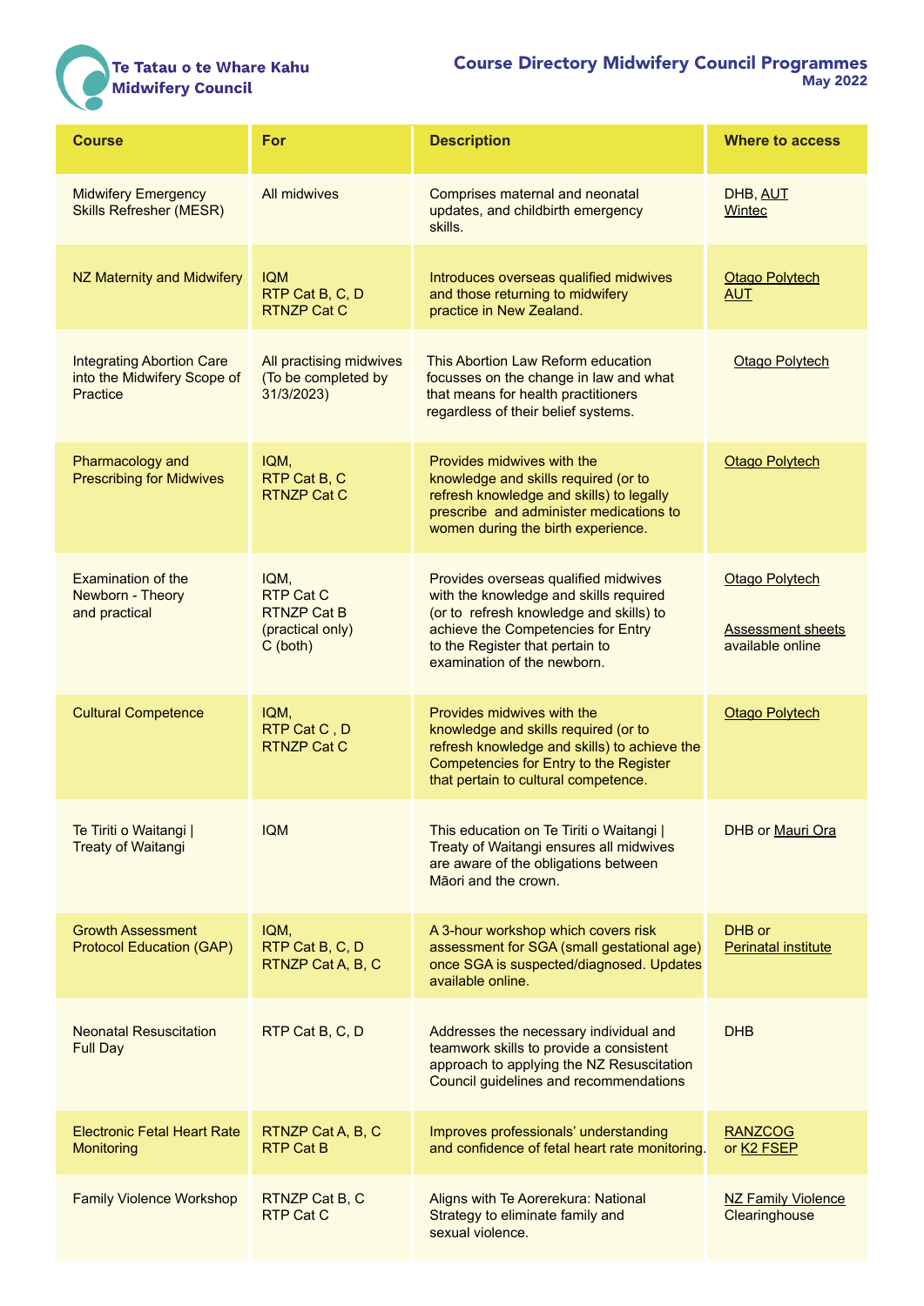Te Tatau o te Whare Kahu
Midwifery Council

# Course Directory Midwifery Council Programmes
May 2022

| Course | For | Description | Where to access |
|---|---|---|---|
| Midwifery Emergency Skills Refresher (MESR) | All midwives | Comprises maternal and neonatal updates, and childbirth emergency skills. | DHB, AUT Wintec |
| NZ Maternity and Midwifery | IQM RTP Cat B, C, D RTNZP Cat C | Introduces overseas qualified midwives and those returning to midwifery practice in New Zealand. | Otago Polytech AUT |
| Integrating Abortion Care into the Midwifery Scope of Practice | All practising midwives (To be completed by 31/3/2023) | This Abortion Law Reform education focusses on the change in law and what that means for health practitioners regardless of their belief systems. | Otago Polytech |
| Pharmacology and Prescribing for Midwives | IQM, RTP Cat B, C RTNZP Cat C | Provides midwives with the knowledge and skills required (or to refresh knowledge and skills) to legally prescribe and administer medications to women during the birth experience. | Otago Polytech |
| Examination of the Newborn - Theory and practical | IQM, RTP Cat C RTNZP Cat B (practical only) C (both) | Provides overseas qualified midwives with the knowledge and skills required (or to refresh knowledge and skills) to achieve the Competencies for Entry to the Register that pertain to examination of the newborn. | Otago Polytech<br><br>Assessment sheets available online |
| Cultural Competence | IQM, RTP Cat C , D RTNZP Cat C | Provides midwives with the knowledge and skills required (or to refresh knowledge and skills) to achieve the Competencies for Entry to the Register that pertain to cultural competence. | Otago Polytech |
| Te Tiriti o Waitangi \| Treaty of Waitangi | IQM | This education on Te Tiriti o Waitangi \| Treaty of Waitangi ensures all midwives are aware of the obligations between Māori and the crown. | DHB or Mauri Ora |
| Growth Assessment Protocol Education (GAP) | IQM, RTP Cat B, C, D RTNZP Cat A, B, C | A 3-hour workshop which covers risk assessment for SGA (small gestational age) once SGA is suspected/diagnosed. Updates available online. | DHB or Perinatal institute |
| Neonatal Resuscitation Full Day | RTP Cat B, C, D | Addresses the necessary individual and teamwork skills to provide a consistent approach to applying the NZ Resuscitation Council guidelines and recommendations | DHB |
| Electronic Fetal Heart Rate Monitoring | RTNZP Cat A, B, C RTP Cat B | Improves professionals' understanding and confidence of fetal heart rate monitoring. | RANZCOG or K2 FSEP |
| Family Violence Workshop | RTNZP Cat B, C RTP Cat C | Aligns with Te Aorerekura: National Strategy to eliminate family and sexual violence. | NZ Family Violence Clearinghouse |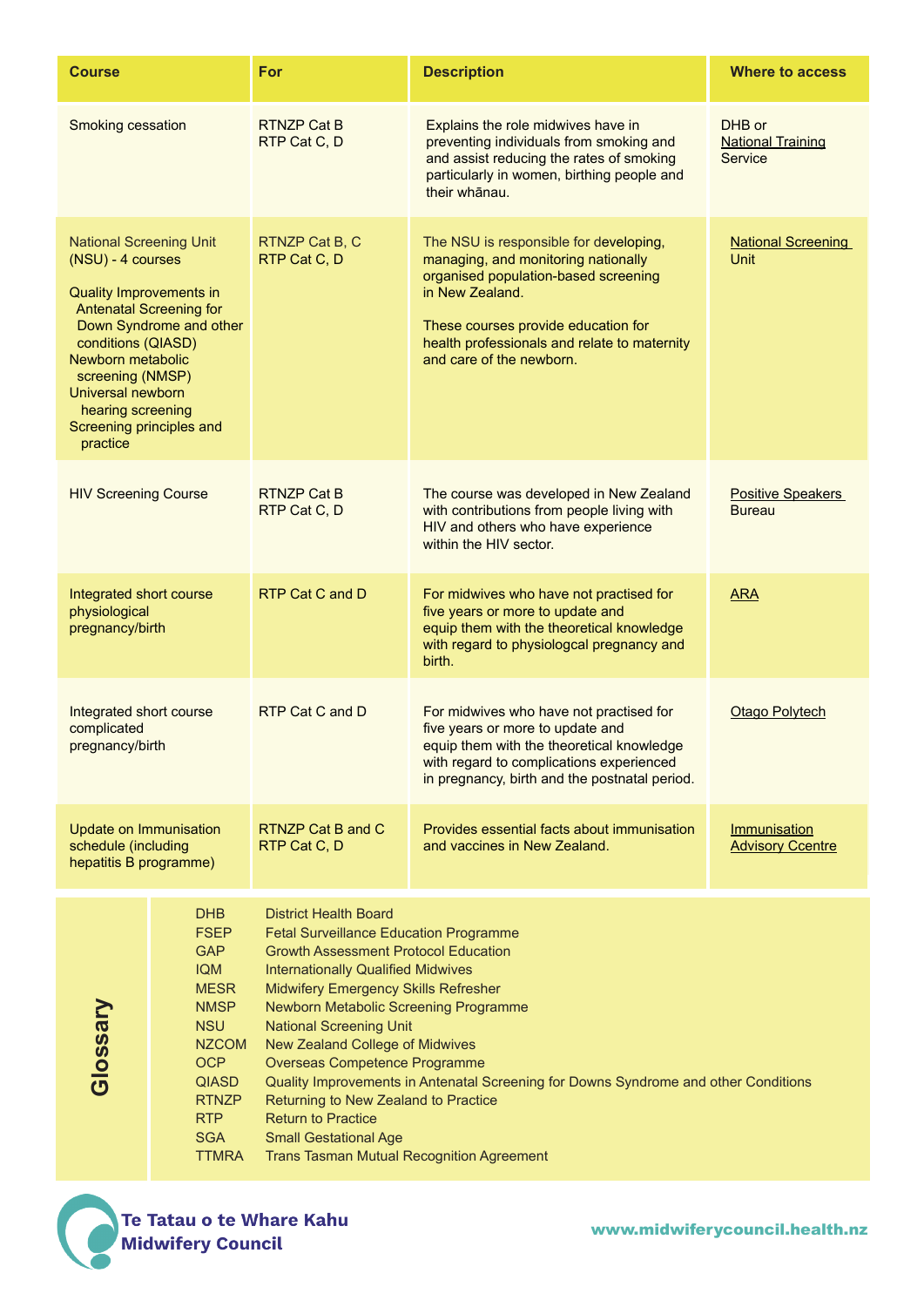| Course | For | Description | Where to access |
|---|---|---|---|
| Smoking cessation | RTNZP Cat B<br>RTP Cat C, D | Explains the role midwives have in preventing individuals from smoking and and assist reducing the rates of smoking particularly in women, birthing people and their whānau. | DHB or National Training Service |
| National Screening Unit (NSU) - 4 courses<br><br>Quality Improvements in Antenatal Screening for Down Syndrome and other conditions (QIASD)<br>Newborn metabolic screening (NMSP)<br>Universal newborn hearing screening<br>Screening principles and practice | RTNZP Cat B, C<br>RTP Cat C, D | The NSU is responsible for developing, managing, and monitoring nationally organised population-based screening in New Zealand.<br><br>These courses provide education for health professionals and relate to maternity and care of the newborn. | National Screening Unit |
| HIV Screening Course | RTNZP Cat B<br>RTP Cat C, D | The course was developed in New Zealand with contributions from people living with HIV and others who have experience within the HIV sector. | Positive Speakers Bureau |
| Integrated short course physiological pregnancy/birth | RTP Cat C and D | For midwives who have not practised for five years or more to update and equip them with the theoretical knowledge with regard to physiologcal pregnancy and birth. | ARA |
| Integrated short course complicated pregnancy/birth | RTP Cat C and D | For midwives who have not practised for five years or more to update and equip them with the theoretical knowledge with regard to complications experienced in pregnancy, birth and the postnatal period. | Otago Polytech |
| Update on Immunisation schedule (including hepatitis B programme) | RTNZP Cat B and C<br>RTP Cat C, D | Provides essential facts about immunisation and vaccines in New Zealand. | Immunisation Advisory Ccentre |

## Glossary

| | |
|---|---|
| DHB | District Health Board |
| FSEP | Fetal Surveillance Education Programme |
| GAP | Growth Assessment Protocol Education |
| IQM | Internationally Qualified Midwives |
| MESR | Midwifery Emergency Skills Refresher |
| NMSP | Newborn Metabolic Screening Programme |
| NSU | National Screening Unit |
| NZCOM | New Zealand College of Midwives |
| OCP | Overseas Competence Programme |
| QIASD | Quality Improvements in Antenatal Screening for Downs Syndrome and other Conditions |
| RTNZP | Returning to New Zealand to Practice |
| RTP | Return to Practice |
| SGA | Small Gestational Age |
| TTMRA | Trans Tasman Mutual Recognition Agreement |

Te Tatau o te Whare Kahu
Midwifery Council

www.midwiferycouncil.health.nz